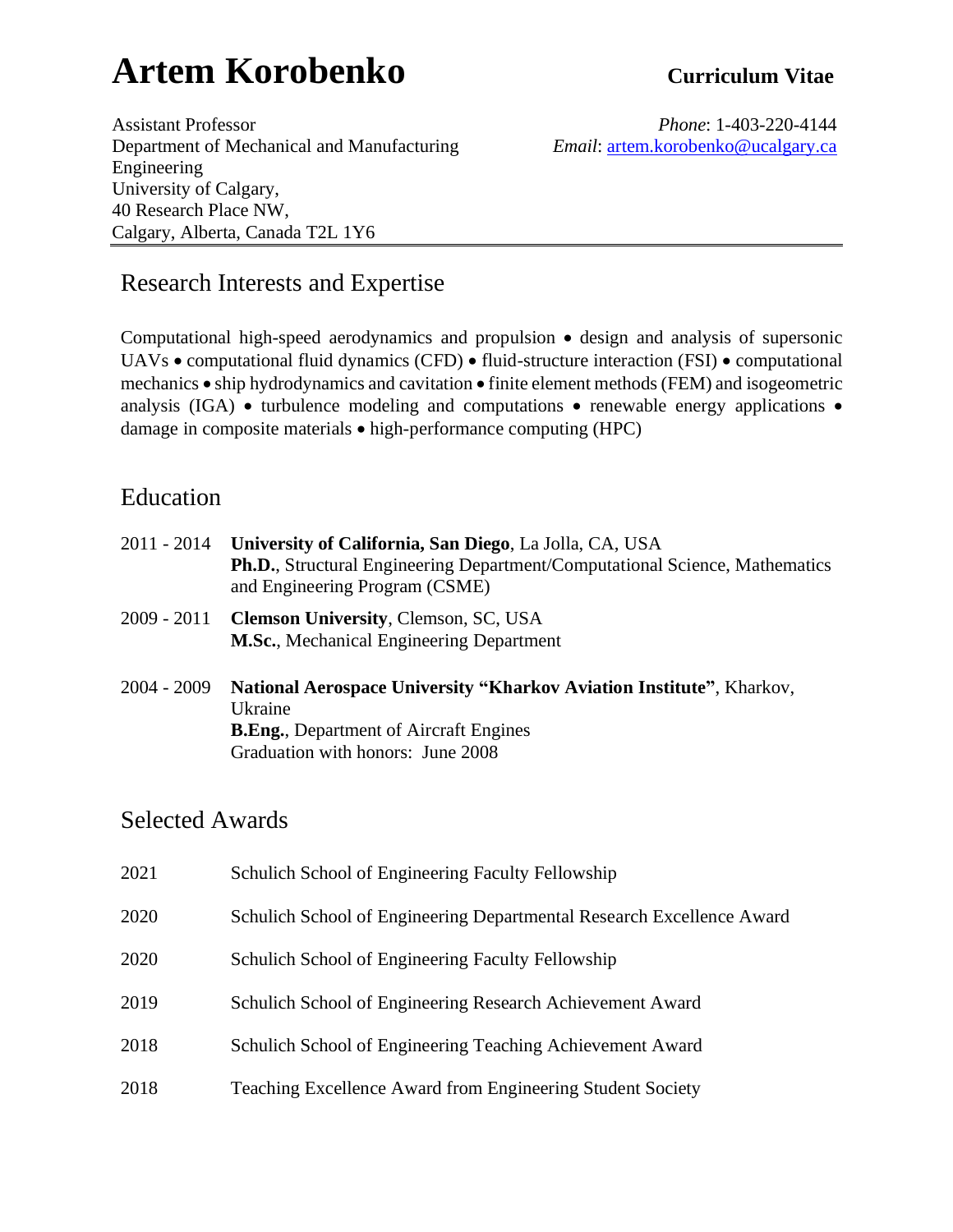# Artem Korobenko

**Curriculum Vitae**

Assistant Professor
Department of Mechanical and Manufacturing Engineering
University of Calgary,
40 Research Place NW,
Calgary, Alberta, Canada T2L 1Y6

*Phone*: 1-403-220-4144
*Email*: artem.korobenko@ucalgary.ca

## Research Interests and Expertise

Computational high-speed aerodynamics and propulsion • design and analysis of supersonic UAVs • computational fluid dynamics (CFD) • fluid-structure interaction (FSI) • computational mechanics • ship hydrodynamics and cavitation • finite element methods (FEM) and isogeometric analysis (IGA) • turbulence modeling and computations • renewable energy applications • damage in composite materials • high-performance computing (HPC)

## Education

2011 - 2014 **University of California, San Diego**, La Jolla, CA, USA
**Ph.D.**, Structural Engineering Department/Computational Science, Mathematics and Engineering Program (CSME)

2009 - 2011 **Clemson University**, Clemson, SC, USA
**M.Sc.**, Mechanical Engineering Department

2004 - 2009 **National Aerospace University "Kharkov Aviation Institute"**, Kharkov, Ukraine
**B.Eng.**, Department of Aircraft Engines
Graduation with honors: June 2008

## Selected Awards

| | |
|---|---|
| 2021 | Schulich School of Engineering Faculty Fellowship |
| 2020 | Schulich School of Engineering Departmental Research Excellence Award |
| 2020 | Schulich School of Engineering Faculty Fellowship |
| 2019 | Schulich School of Engineering Research Achievement Award |
| 2018 | Schulich School of Engineering Teaching Achievement Award |
| 2018 | Teaching Excellence Award from Engineering Student Society |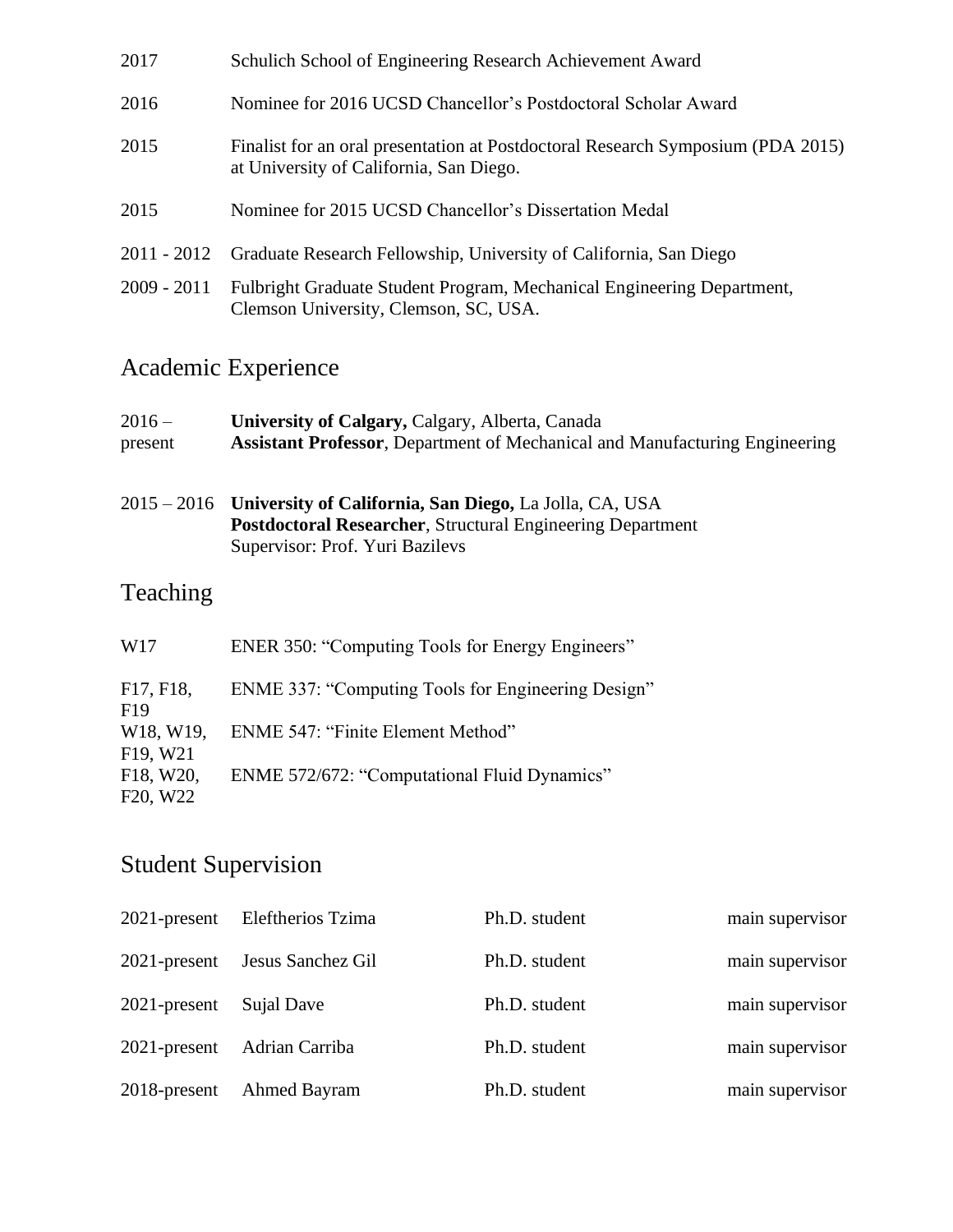| | |
|---|---|
| 2017 | Schulich School of Engineering Research Achievement Award |
| 2016 | Nominee for 2016 UCSD Chancellor's Postdoctoral Scholar Award |
| 2015 | Finalist for an oral presentation at Postdoctoral Research Symposium (PDA 2015) at University of California, San Diego. |
| 2015 | Nominee for 2015 UCSD Chancellor's Dissertation Medal |
| 2011 - 2012 | Graduate Research Fellowship, University of California, San Diego |
| 2009 - 2011 | Fulbright Graduate Student Program, Mechanical Engineering Department, Clemson University, Clemson, SC, USA. |

## Academic Experience

| | |
|---|---|
| 2016 – present | **University of Calgary,** Calgary, Alberta, Canada<br>**Assistant Professor**, Department of Mechanical and Manufacturing Engineering |
| 2015 – 2016 | **University of California, San Diego,** La Jolla, CA, USA<br>**Postdoctoral Researcher**, Structural Engineering Department<br>Supervisor: Prof. Yuri Bazilevs |

## Teaching

| | |
|---|---|
| W17 | ENER 350: "Computing Tools for Energy Engineers" |
| F17, F18, F19 | ENME 337: "Computing Tools for Engineering Design" |
| W18, W19, F19, W21 | ENME 547: "Finite Element Method" |
| F18, W20, F20, W22 | ENME 572/672: "Computational Fluid Dynamics" |

## Student Supervision

| | | | |
|---|---|---|---|
| 2021-present | Eleftherios Tzima | Ph.D. student | main supervisor |
| 2021-present | Jesus Sanchez Gil | Ph.D. student | main supervisor |
| 2021-present | Sujal Dave | Ph.D. student | main supervisor |
| 2021-present | Adrian Carriba | Ph.D. student | main supervisor |
| 2018-present | Ahmed Bayram | Ph.D. student | main supervisor |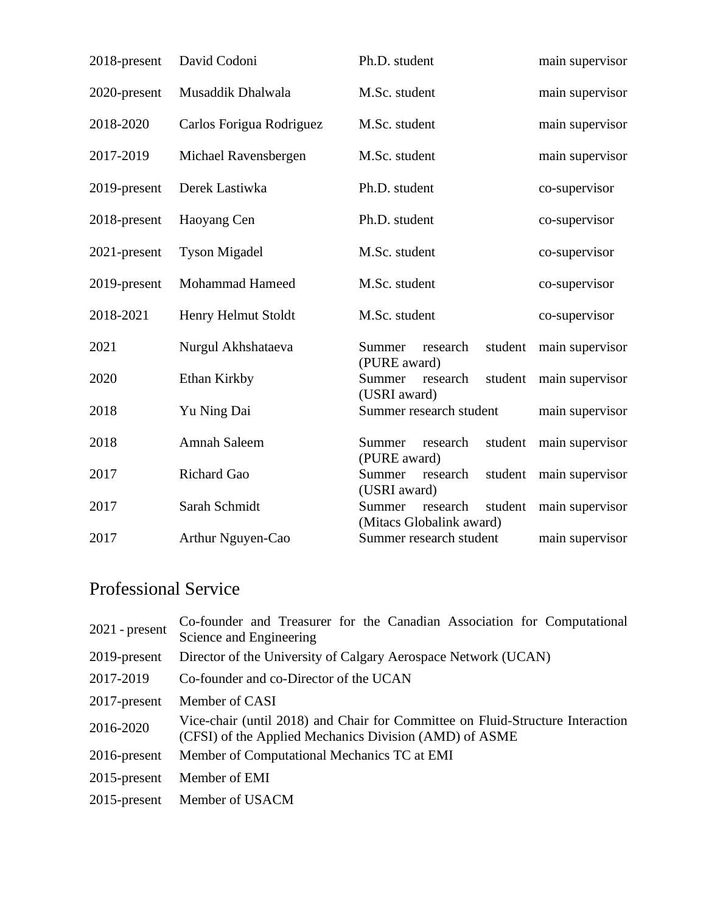| | | | |
|---|---|---|---|
| 2018-present | David Codoni | Ph.D. student | main supervisor |
| 2020-present | Musaddik Dhalwala | M.Sc. student | main supervisor |
| 2018-2020 | Carlos Forigua Rodriguez | M.Sc. student | main supervisor |
| 2017-2019 | Michael Ravensbergen | M.Sc. student | main supervisor |
| 2019-present | Derek Lastiwka | Ph.D. student | co-supervisor |
| 2018-present | Haoyang Cen | Ph.D. student | co-supervisor |
| 2021-present | Tyson Migadel | M.Sc. student | co-supervisor |
| 2019-present | Mohammad Hameed | M.Sc. student | co-supervisor |
| 2018-2021 | Henry Helmut Stoldt | M.Sc. student | co-supervisor |
| 2021 | Nurgul Akhshataeva | Summer research student (PURE award) | main supervisor |
| 2020 | Ethan Kirkby | Summer research student (USRI award) | main supervisor |
| 2018 | Yu Ning Dai | Summer research student | main supervisor |
| 2018 | Amnah Saleem | Summer research student (PURE award) | main supervisor |
| 2017 | Richard Gao | Summer research student (USRI award) | main supervisor |
| 2017 | Sarah Schmidt | Summer research student (Mitacs Globalink award) | main supervisor |
| 2017 | Arthur Nguyen-Cao | Summer research student | main supervisor |

## Professional Service

| | |
|---|---|
| 2021 - present | Co-founder and Treasurer for the Canadian Association for Computational Science and Engineering |
| 2019-present | Director of the University of Calgary Aerospace Network (UCAN) |
| 2017-2019 | Co-founder and co-Director of the UCAN |
| 2017-present | Member of CASI |
| 2016-2020 | Vice-chair (until 2018) and Chair for Committee on Fluid-Structure Interaction (CFSI) of the Applied Mechanics Division (AMD) of ASME |
| 2016-present | Member of Computational Mechanics TC at EMI |
| 2015-present | Member of EMI |
| 2015-present | Member of USACM |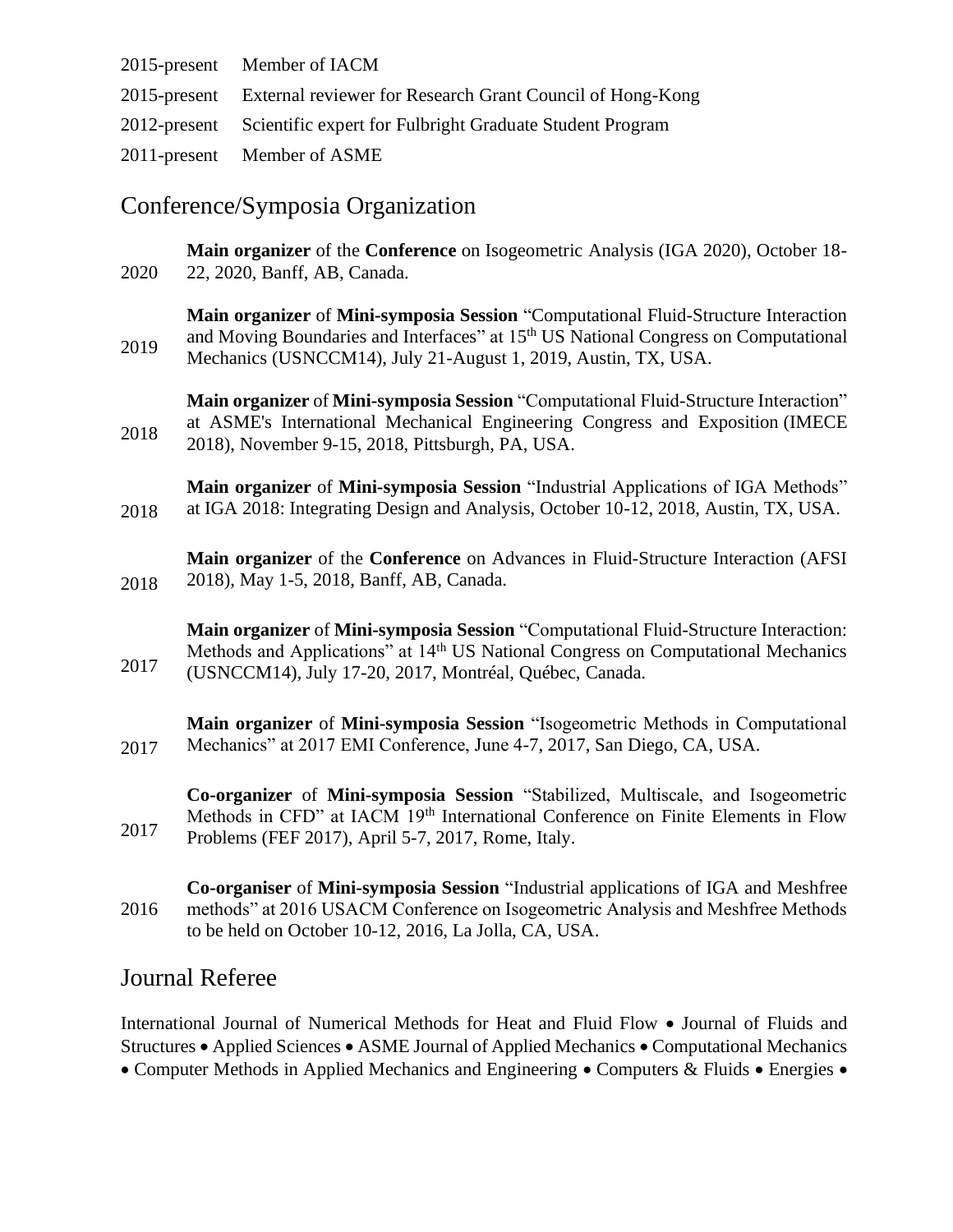2015-present Member of IACM

2015-present External reviewer for Research Grant Council of Hong-Kong

2012-present Scientific expert for Fulbright Graduate Student Program

2011-present Member of ASME

## Conference/Symposia Organization

2020 **Main organizer** of the **Conference** on Isogeometric Analysis (IGA 2020), October 18-22, 2020, Banff, AB, Canada.

2019 **Main organizer** of **Mini-symposia Session** "Computational Fluid-Structure Interaction and Moving Boundaries and Interfaces" at 15th US National Congress on Computational Mechanics (USNCCM14), July 21-August 1, 2019, Austin, TX, USA.

2018 **Main organizer** of **Mini-symposia Session** "Computational Fluid-Structure Interaction" at ASME's International Mechanical Engineering Congress and Exposition (IMECE 2018), November 9-15, 2018, Pittsburgh, PA, USA.

2018 **Main organizer** of **Mini-symposia Session** "Industrial Applications of IGA Methods" at IGA 2018: Integrating Design and Analysis, October 10-12, 2018, Austin, TX, USA.

2018 **Main organizer** of the **Conference** on Advances in Fluid-Structure Interaction (AFSI 2018), May 1-5, 2018, Banff, AB, Canada.

2017 **Main organizer** of **Mini-symposia Session** "Computational Fluid-Structure Interaction: Methods and Applications" at 14th US National Congress on Computational Mechanics (USNCCM14), July 17-20, 2017, Montréal, Québec, Canada.

2017 **Main organizer** of **Mini-symposia Session** "Isogeometric Methods in Computational Mechanics" at 2017 EMI Conference, June 4-7, 2017, San Diego, CA, USA.

2017 **Co-organizer** of **Mini-symposia Session** "Stabilized, Multiscale, and Isogeometric Methods in CFD" at IACM 19th International Conference on Finite Elements in Flow Problems (FEF 2017), April 5-7, 2017, Rome, Italy.

2016 **Co-organiser** of **Mini-symposia Session** "Industrial applications of IGA and Meshfree methods" at 2016 USACM Conference on Isogeometric Analysis and Meshfree Methods to be held on October 10-12, 2016, La Jolla, CA, USA.

## Journal Referee

International Journal of Numerical Methods for Heat and Fluid Flow • Journal of Fluids and Structures • Applied Sciences • ASME Journal of Applied Mechanics • Computational Mechanics • Computer Methods in Applied Mechanics and Engineering • Computers & Fluids • Energies •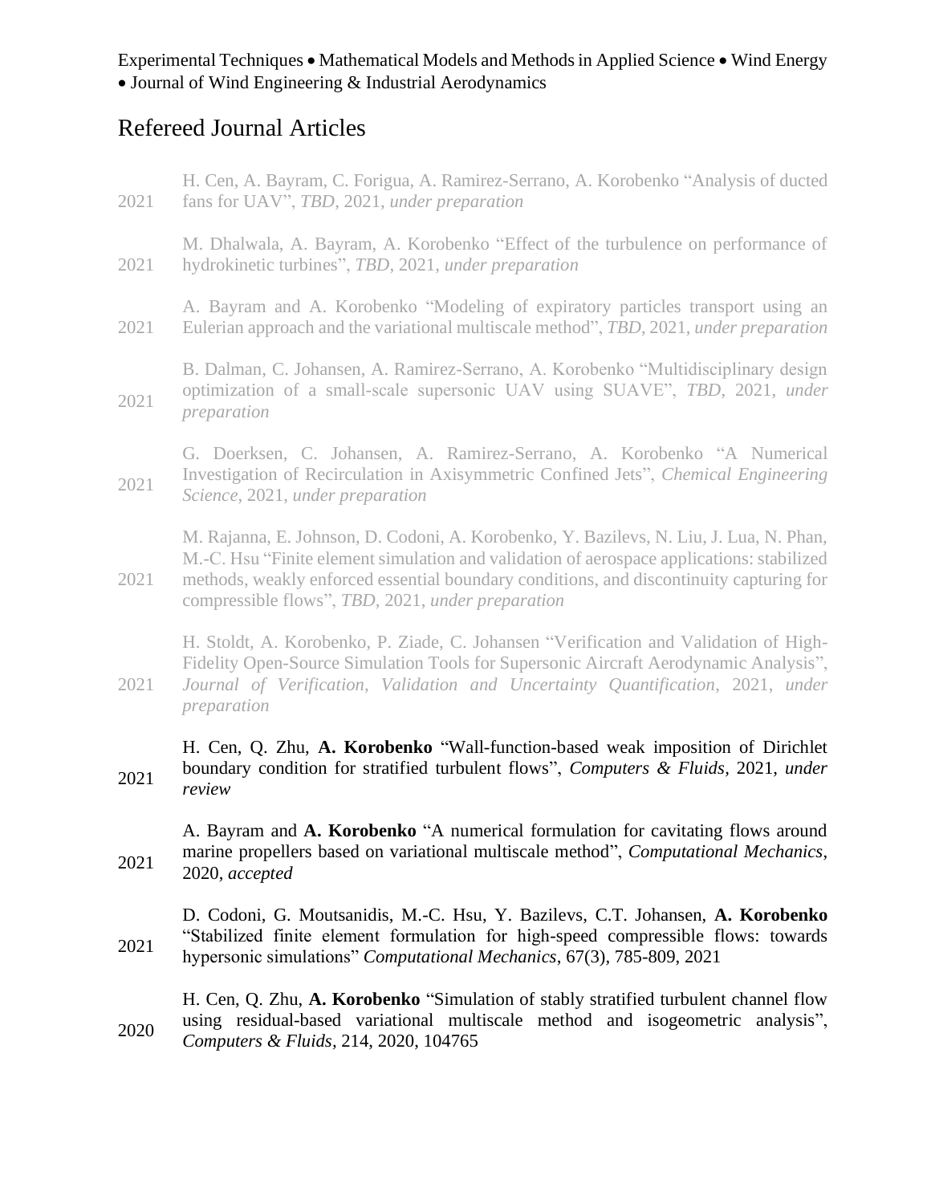Experimental Techniques • Mathematical Models and Methods in Applied Science • Wind Energy • Journal of Wind Engineering & Industrial Aerodynamics

## Refereed Journal Articles

2021 H. Cen, A. Bayram, C. Forigua, A. Ramirez-Serrano, A. Korobenko "Analysis of ducted fans for UAV", *TBD*, 2021, *under preparation*

2021 M. Dhalwala, A. Bayram, A. Korobenko "Effect of the turbulence on performance of hydrokinetic turbines", *TBD*, 2021, *under preparation*

2021 A. Bayram and A. Korobenko "Modeling of expiratory particles transport using an Eulerian approach and the variational multiscale method", *TBD*, 2021, *under preparation*

2021 B. Dalman, C. Johansen, A. Ramirez-Serrano, A. Korobenko "Multidisciplinary design optimization of a small-scale supersonic UAV using SUAVE", *TBD*, 2021, *under preparation*

2021 G. Doerksen, C. Johansen, A. Ramirez-Serrano, A. Korobenko "A Numerical Investigation of Recirculation in Axisymmetric Confined Jets", *Chemical Engineering Science*, 2021, *under preparation*

2021 M. Rajanna, E. Johnson, D. Codoni, A. Korobenko, Y. Bazilevs, N. Liu, J. Lua, N. Phan, M.-C. Hsu "Finite element simulation and validation of aerospace applications: stabilized methods, weakly enforced essential boundary conditions, and discontinuity capturing for compressible flows", *TBD*, 2021, *under preparation*

2021 H. Stoldt, A. Korobenko, P. Ziade, C. Johansen "Verification and Validation of High-Fidelity Open-Source Simulation Tools for Supersonic Aircraft Aerodynamic Analysis", *Journal of Verification, Validation and Uncertainty Quantification*, 2021, *under preparation*

2021 H. Cen, Q. Zhu, **A. Korobenko** "Wall-function-based weak imposition of Dirichlet boundary condition for stratified turbulent flows", *Computers & Fluids*, 2021, *under review*

2021 A. Bayram and **A. Korobenko** "A numerical formulation for cavitating flows around marine propellers based on variational multiscale method", *Computational Mechanics*, 2020, *accepted*

2021 D. Codoni, G. Moutsanidis, M.-C. Hsu, Y. Bazilevs, C.T. Johansen, **A. Korobenko** "Stabilized finite element formulation for high-speed compressible flows: towards hypersonic simulations" *Computational Mechanics*, 67(3), 785-809, 2021

2020 H. Cen, Q. Zhu, **A. Korobenko** "Simulation of stably stratified turbulent channel flow using residual-based variational multiscale method and isogeometric analysis", *Computers & Fluids*, 214, 2020, 104765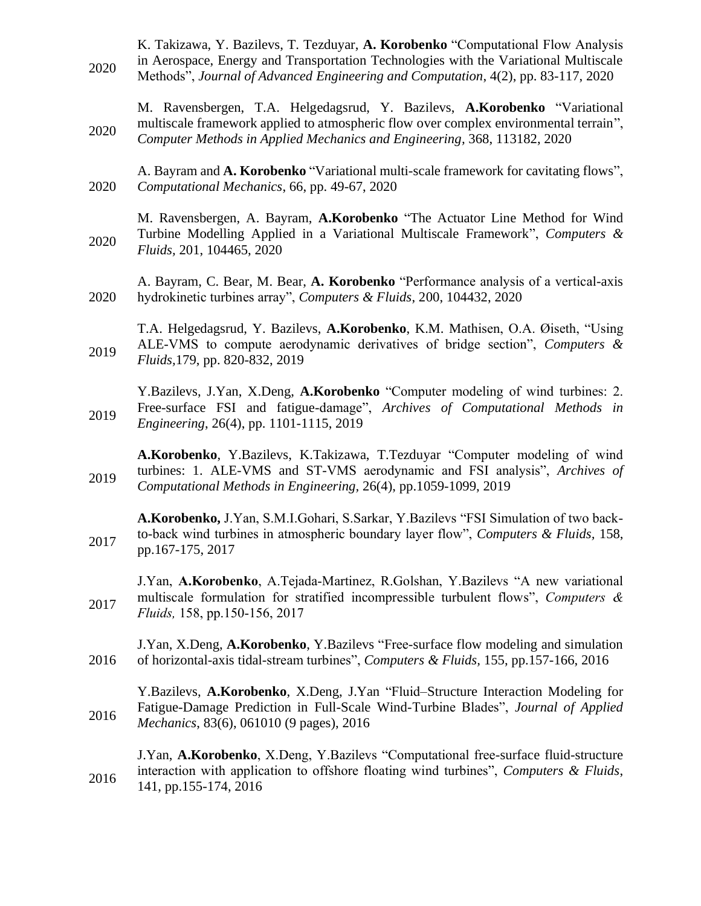2020 K. Takizawa, Y. Bazilevs, T. Tezduyar, **A. Korobenko** "Computational Flow Analysis in Aerospace, Energy and Transportation Technologies with the Variational Multiscale Methods", *Journal of Advanced Engineering and Computation*, 4(2), pp. 83-117, 2020

2020 M. Ravensbergen, T.A. Helgedagsrud, Y. Bazilevs, **A.Korobenko** "Variational multiscale framework applied to atmospheric flow over complex environmental terrain", *Computer Methods in Applied Mechanics and Engineering*, 368, 113182, 2020

2020 A. Bayram and **A. Korobenko** "Variational multi-scale framework for cavitating flows", *Computational Mechanics*, 66, pp. 49-67, 2020

2020 M. Ravensbergen, A. Bayram, **A.Korobenko** "The Actuator Line Method for Wind Turbine Modelling Applied in a Variational Multiscale Framework", *Computers & Fluids,* 201, 104465, 2020

2020 A. Bayram, C. Bear, M. Bear, **A. Korobenko** "Performance analysis of a vertical-axis hydrokinetic turbines array", *Computers & Fluids*, 200, 104432, 2020

2019 T.A. Helgedagsrud, Y. Bazilevs, **A.Korobenko**, K.M. Mathisen, O.A. Øiseth, "Using ALE-VMS to compute aerodynamic derivatives of bridge section", *Computers & Fluids,*179, pp. 820-832, 2019

2019 Y.Bazilevs, J.Yan, X.Deng, **A.Korobenko** "Computer modeling of wind turbines: 2. Free-surface FSI and fatigue-damage", *Archives of Computational Methods in Engineering*, 26(4), pp. 1101-1115, 2019

2019 **A.Korobenko**, Y.Bazilevs, K.Takizawa, T.Tezduyar "Computer modeling of wind turbines: 1. ALE-VMS and ST-VMS aerodynamic and FSI analysis", *Archives of Computational Methods in Engineering,* 26(4), pp.1059-1099, 2019

2017 **A.Korobenko,** J.Yan, S.M.I.Gohari, S.Sarkar, Y.Bazilevs "FSI Simulation of two back-to-back wind turbines in atmospheric boundary layer flow", *Computers & Fluids,* 158, pp.167-175, 2017

2017 J.Yan, **A.Korobenko**, A.Tejada-Martinez, R.Golshan, Y.Bazilevs "A new variational multiscale formulation for stratified incompressible turbulent flows", *Computers & Fluids,* 158, pp.150-156, 2017

2016 J.Yan, X.Deng, **A.Korobenko**, Y.Bazilevs "Free-surface flow modeling and simulation of horizontal-axis tidal-stream turbines", *Computers & Fluids*, 155, pp.157-166, 2016

2016 Y.Bazilevs, **A.Korobenko**, X.Deng, J.Yan "Fluid–Structure Interaction Modeling for Fatigue-Damage Prediction in Full-Scale Wind-Turbine Blades", *Journal of Applied Mechanics*, 83(6), 061010 (9 pages), 2016

2016 J.Yan, **A.Korobenko**, X.Deng, Y.Bazilevs "Computational free-surface fluid-structure interaction with application to offshore floating wind turbines", *Computers & Fluids*, 141, pp.155-174, 2016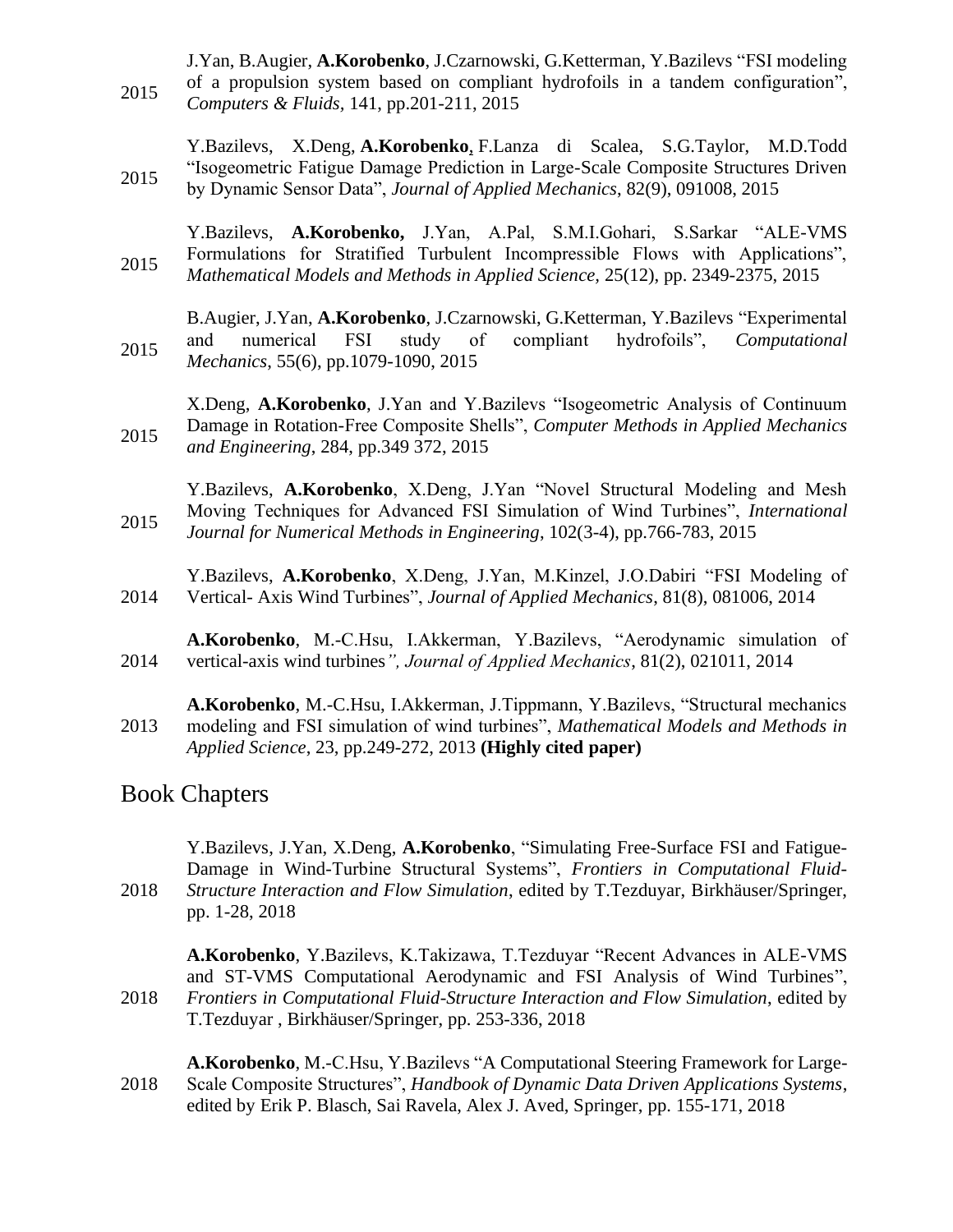2015 J.Yan, B.Augier, **A.Korobenko**, J.Czarnowski, G.Ketterman, Y.Bazilevs "FSI modeling of a propulsion system based on compliant hydrofoils in a tandem configuration", *Computers & Fluids*, 141, pp.201-211, 2015

2015 Y.Bazilevs, X.Deng, **A.Korobenko**, F.Lanza di Scalea, S.G.Taylor, M.D.Todd "Isogeometric Fatigue Damage Prediction in Large-Scale Composite Structures Driven by Dynamic Sensor Data", *Journal of Applied Mechanics*, 82(9), 091008, 2015

2015 Y.Bazilevs, **A.Korobenko,** J.Yan, A.Pal, S.M.I.Gohari, S.Sarkar "ALE-VMS Formulations for Stratified Turbulent Incompressible Flows with Applications", *Mathematical Models and Methods in Applied Science*, 25(12), pp. 2349-2375, 2015

2015 B.Augier, J.Yan, **A.Korobenko**, J.Czarnowski, G.Ketterman, Y.Bazilevs "Experimental and numerical FSI study of compliant hydrofoils", *Computational Mechanics*, 55(6), pp.1079-1090, 2015

2015 X.Deng, **A.Korobenko**, J.Yan and Y.Bazilevs "Isogeometric Analysis of Continuum Damage in Rotation-Free Composite Shells", *Computer Methods in Applied Mechanics and Engineering*, 284, pp.349 372, 2015

2015 Y.Bazilevs, **A.Korobenko**, X.Deng, J.Yan "Novel Structural Modeling and Mesh Moving Techniques for Advanced FSI Simulation of Wind Turbines", *International Journal for Numerical Methods in Engineering*, 102(3-4), pp.766-783, 2015

2014 Y.Bazilevs, **A.Korobenko**, X.Deng, J.Yan, M.Kinzel, J.O.Dabiri "FSI Modeling of Vertical- Axis Wind Turbines", *Journal of Applied Mechanics*, 81(8), 081006, 2014

2014 **A.Korobenko**, M.-C.Hsu, I.Akkerman, Y.Bazilevs, "Aerodynamic simulation of vertical-axis wind turbines*", Journal of Applied Mechanics*, 81(2), 021011, 2014

2013 **A.Korobenko**, M.-C.Hsu, I.Akkerman, J.Tippmann, Y.Bazilevs, "Structural mechanics modeling and FSI simulation of wind turbines", *Mathematical Models and Methods in Applied Science*, 23, pp.249-272, 2013 **(Highly cited paper)**

## Book Chapters

2018 Y.Bazilevs, J.Yan, X.Deng, **A.Korobenko**, "Simulating Free-Surface FSI and Fatigue-Damage in Wind-Turbine Structural Systems", *Frontiers in Computational Fluid-Structure Interaction and Flow Simulation*, edited by T.Tezduyar, Birkhäuser/Springer, pp. 1-28, 2018

2018 **A.Korobenko**, Y.Bazilevs, K.Takizawa, T.Tezduyar "Recent Advances in ALE-VMS and ST-VMS Computational Aerodynamic and FSI Analysis of Wind Turbines", *Frontiers in Computational Fluid-Structure Interaction and Flow Simulation*, edited by T.Tezduyar , Birkhäuser/Springer, pp. 253-336, 2018

2018 **A.Korobenko**, M.-C.Hsu, Y.Bazilevs "A Computational Steering Framework for Large-Scale Composite Structures", *Handbook of Dynamic Data Driven Applications Systems*, edited by Erik P. Blasch, Sai Ravela, Alex J. Aved, Springer, pp. 155-171, 2018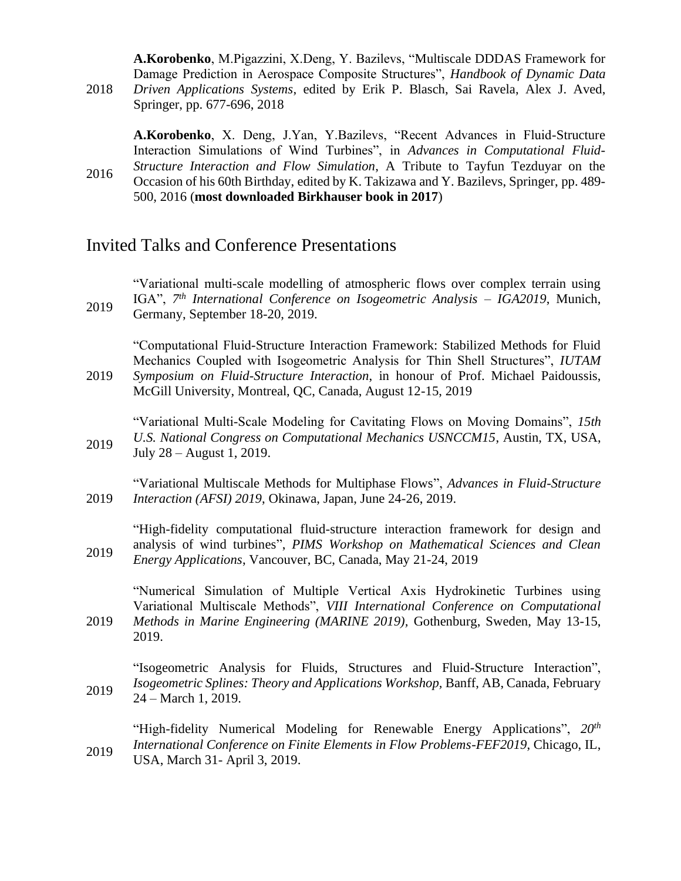2018 **A.Korobenko**, M.Pigazzini, X.Deng, Y. Bazilevs, "Multiscale DDDAS Framework for Damage Prediction in Aerospace Composite Structures", *Handbook of Dynamic Data Driven Applications Systems*, edited by Erik P. Blasch, Sai Ravela, Alex J. Aved, Springer, pp. 677-696, 2018

2016 **A.Korobenko**, X. Deng, J.Yan, Y.Bazilevs, "Recent Advances in Fluid-Structure Interaction Simulations of Wind Turbines", in *Advances in Computational Fluid-Structure Interaction and Flow Simulation*, A Tribute to Tayfun Tezduyar on the Occasion of his 60th Birthday, edited by K. Takizawa and Y. Bazilevs, Springer, pp. 489-500, 2016 (**most downloaded Birkhauser book in 2017**)

## Invited Talks and Conference Presentations

2019 "Variational multi-scale modelling of atmospheric flows over complex terrain using IGA", *7th International Conference on Isogeometric Analysis – IGA2019*, Munich, Germany, September 18-20, 2019.

2019 "Computational Fluid-Structure Interaction Framework: Stabilized Methods for Fluid Mechanics Coupled with Isogeometric Analysis for Thin Shell Structures", *IUTAM Symposium on Fluid-Structure Interaction*, in honour of Prof. Michael Paidoussis, McGill University, Montreal, QC, Canada, August 12-15, 2019

2019 "Variational Multi-Scale Modeling for Cavitating Flows on Moving Domains", *15th U.S. National Congress on Computational Mechanics USNCCM15*, Austin, TX, USA, July 28 – August 1, 2019.

2019 "Variational Multiscale Methods for Multiphase Flows", *Advances in Fluid-Structure Interaction (AFSI) 2019*, Okinawa, Japan, June 24-26, 2019.

2019 "High-fidelity computational fluid-structure interaction framework for design and analysis of wind turbines", *PIMS Workshop on Mathematical Sciences and Clean Energy Applications*, Vancouver, BC, Canada, May 21-24, 2019

2019 "Numerical Simulation of Multiple Vertical Axis Hydrokinetic Turbines using Variational Multiscale Methods", *VIII International Conference on Computational Methods in Marine Engineering (MARINE 2019)*, Gothenburg, Sweden, May 13-15, 2019.

2019 "Isogeometric Analysis for Fluids, Structures and Fluid-Structure Interaction", *Isogeometric Splines: Theory and Applications Workshop*, Banff, AB, Canada, February 24 – March 1, 2019.

2019 "High-fidelity Numerical Modeling for Renewable Energy Applications", *20th International Conference on Finite Elements in Flow Problems-FEF2019*, Chicago, IL, USA, March 31- April 3, 2019.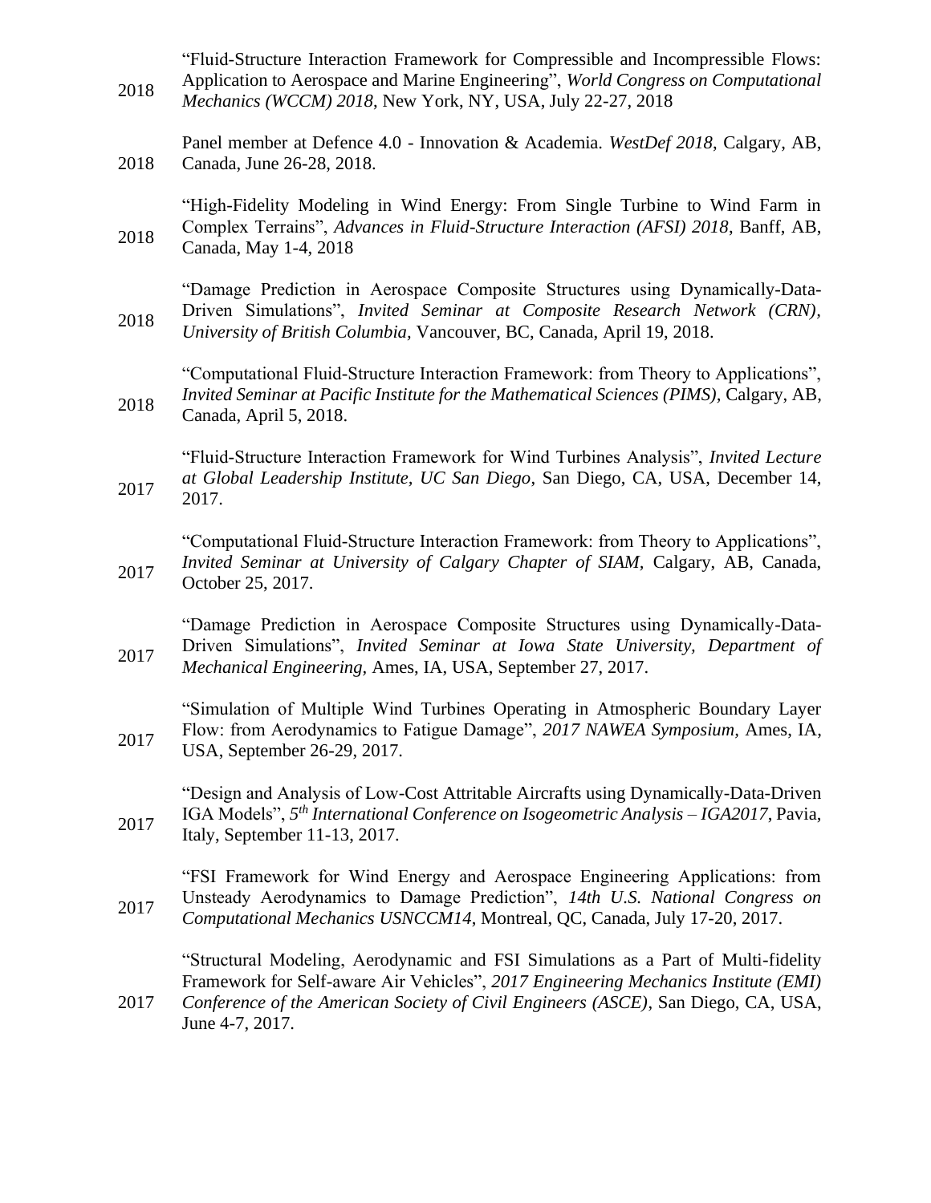2018 "Fluid-Structure Interaction Framework for Compressible and Incompressible Flows: Application to Aerospace and Marine Engineering", *World Congress on Computational Mechanics (WCCM) 2018*, New York, NY, USA, July 22-27, 2018

2018 Panel member at Defence 4.0 - Innovation & Academia. *WestDef 2018*, Calgary, AB, Canada, June 26-28, 2018.

2018 "High-Fidelity Modeling in Wind Energy: From Single Turbine to Wind Farm in Complex Terrains", *Advances in Fluid-Structure Interaction (AFSI) 2018*, Banff, AB, Canada, May 1-4, 2018

2018 "Damage Prediction in Aerospace Composite Structures using Dynamically-Data-Driven Simulations", *Invited Seminar at Composite Research Network (CRN), University of British Columbia*, Vancouver, BC, Canada, April 19, 2018.

2018 "Computational Fluid-Structure Interaction Framework: from Theory to Applications", *Invited Seminar at Pacific Institute for the Mathematical Sciences (PIMS)*, Calgary, AB, Canada, April 5, 2018.

2017 "Fluid-Structure Interaction Framework for Wind Turbines Analysis", *Invited Lecture at Global Leadership Institute, UC San Diego*, San Diego, CA, USA, December 14, 2017.

2017 "Computational Fluid-Structure Interaction Framework: from Theory to Applications", *Invited Seminar at University of Calgary Chapter of SIAM*, Calgary, AB, Canada, October 25, 2017.

2017 "Damage Prediction in Aerospace Composite Structures using Dynamically-Data-Driven Simulations", *Invited Seminar at Iowa State University, Department of Mechanical Engineering*, Ames, IA, USA, September 27, 2017.

2017 "Simulation of Multiple Wind Turbines Operating in Atmospheric Boundary Layer Flow: from Aerodynamics to Fatigue Damage", *2017 NAWEA Symposium*, Ames, IA, USA, September 26-29, 2017.

2017 "Design and Analysis of Low-Cost Attritable Aircrafts using Dynamically-Data-Driven IGA Models", *5th International Conference on Isogeometric Analysis – IGA2017*, Pavia, Italy, September 11-13, 2017.

2017 "FSI Framework for Wind Energy and Aerospace Engineering Applications: from Unsteady Aerodynamics to Damage Prediction", *14th U.S. National Congress on Computational Mechanics USNCCM14*, Montreal, QC, Canada, July 17-20, 2017.

2017 "Structural Modeling, Aerodynamic and FSI Simulations as a Part of Multi-fidelity Framework for Self-aware Air Vehicles", *2017 Engineering Mechanics Institute (EMI) Conference of the American Society of Civil Engineers (ASCE)*, San Diego, CA, USA, June 4-7, 2017.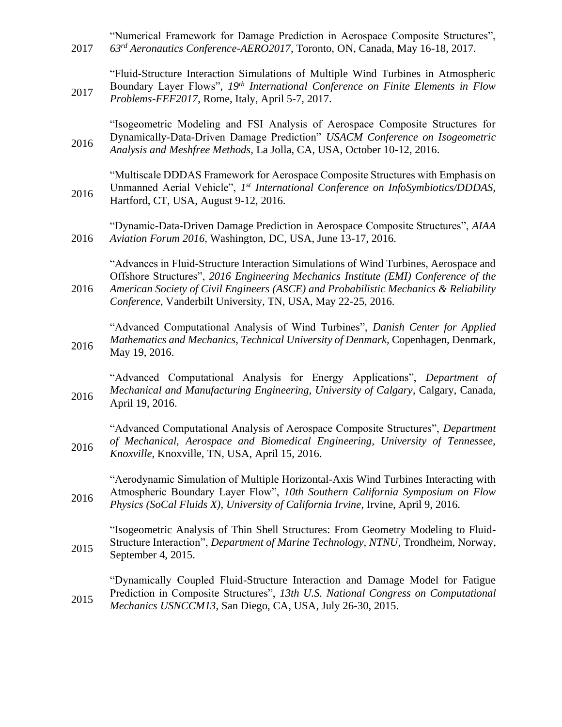2017 "Numerical Framework for Damage Prediction in Aerospace Composite Structures", *63rd Aeronautics Conference-AERO2017*, Toronto, ON, Canada, May 16-18, 2017.

2017 "Fluid-Structure Interaction Simulations of Multiple Wind Turbines in Atmospheric Boundary Layer Flows", *19th International Conference on Finite Elements in Flow Problems-FEF2017*, Rome, Italy, April 5-7, 2017.

2016 "Isogeometric Modeling and FSI Analysis of Aerospace Composite Structures for Dynamically-Data-Driven Damage Prediction" *USACM Conference on Isogeometric Analysis and Meshfree Methods*, La Jolla, CA, USA, October 10-12, 2016.

2016 "Multiscale DDDAS Framework for Aerospace Composite Structures with Emphasis on Unmanned Aerial Vehicle", *1st International Conference on InfoSymbiotics/DDDAS*, Hartford, CT, USA, August 9-12, 2016.

2016 "Dynamic-Data-Driven Damage Prediction in Aerospace Composite Structures", *AIAA Aviation Forum 2016*, Washington, DC, USA, June 13-17, 2016.

2016 "Advances in Fluid-Structure Interaction Simulations of Wind Turbines, Aerospace and Offshore Structures", *2016 Engineering Mechanics Institute (EMI) Conference of the American Society of Civil Engineers (ASCE) and Probabilistic Mechanics & Reliability Conference*, Vanderbilt University, TN, USA, May 22-25, 2016.

2016 "Advanced Computational Analysis of Wind Turbines", *Danish Center for Applied Mathematics and Mechanics, Technical University of Denmark*, Copenhagen, Denmark, May 19, 2016.

2016 "Advanced Computational Analysis for Energy Applications", *Department of Mechanical and Manufacturing Engineering, University of Calgary*, Calgary, Canada, April 19, 2016.

2016 "Advanced Computational Analysis of Aerospace Composite Structures", *Department of Mechanical, Aerospace and Biomedical Engineering, University of Tennessee, Knoxville*, Knoxville, TN, USA, April 15, 2016.

2016 "Aerodynamic Simulation of Multiple Horizontal-Axis Wind Turbines Interacting with Atmospheric Boundary Layer Flow", *10th Southern California Symposium on Flow Physics (SoCal Fluids X), University of California Irvine*, Irvine, April 9, 2016.

2015 "Isogeometric Analysis of Thin Shell Structures: From Geometry Modeling to Fluid-Structure Interaction", *Department of Marine Technology, NTNU*, Trondheim, Norway, September 4, 2015.

2015 "Dynamically Coupled Fluid-Structure Interaction and Damage Model for Fatigue Prediction in Composite Structures", *13th U.S. National Congress on Computational Mechanics USNCCM13*, San Diego, CA, USA, July 26-30, 2015.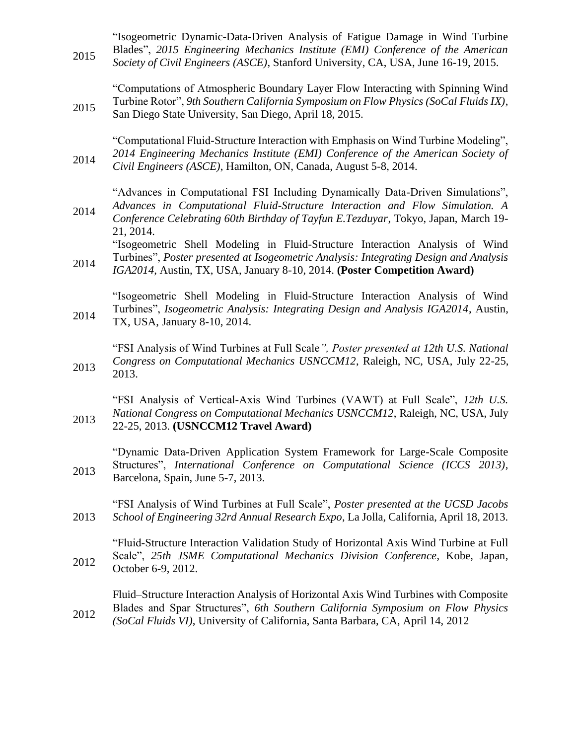2015 "Isogeometric Dynamic-Data-Driven Analysis of Fatigue Damage in Wind Turbine Blades", *2015 Engineering Mechanics Institute (EMI) Conference of the American Society of Civil Engineers (ASCE)*, Stanford University, CA, USA, June 16-19, 2015.

2015 "Computations of Atmospheric Boundary Layer Flow Interacting with Spinning Wind Turbine Rotor", *9th Southern California Symposium on Flow Physics (SoCal Fluids IX)*, San Diego State University, San Diego, April 18, 2015.

2014 "Computational Fluid-Structure Interaction with Emphasis on Wind Turbine Modeling", *2014 Engineering Mechanics Institute (EMI) Conference of the American Society of Civil Engineers (ASCE)*, Hamilton, ON, Canada, August 5-8, 2014.

2014 "Advances in Computational FSI Including Dynamically Data-Driven Simulations", *Advances in Computational Fluid-Structure Interaction and Flow Simulation. A Conference Celebrating 60th Birthday of Tayfun E.Tezduyar*, Tokyo, Japan, March 19-21, 2014.

2014 "Isogeometric Shell Modeling in Fluid-Structure Interaction Analysis of Wind Turbines", *Poster presented at Isogeometric Analysis: Integrating Design and Analysis IGA2014*, Austin, TX, USA, January 8-10, 2014. **(Poster Competition Award)**

2014 "Isogeometric Shell Modeling in Fluid-Structure Interaction Analysis of Wind Turbines", *Isogeometric Analysis: Integrating Design and Analysis IGA2014*, Austin, TX, USA, January 8-10, 2014.

2013 "FSI Analysis of Wind Turbines at Full Scale*", Poster presented at 12th U.S. National Congress on Computational Mechanics USNCCM12*, Raleigh, NC, USA, July 22-25, 2013.

2013 "FSI Analysis of Vertical-Axis Wind Turbines (VAWT) at Full Scale", *12th U.S. National Congress on Computational Mechanics USNCCM12*, Raleigh, NC, USA, July 22-25, 2013. **(USNCCM12 Travel Award)**

2013 "Dynamic Data-Driven Application System Framework for Large-Scale Composite Structures", *International Conference on Computational Science (ICCS 2013)*, Barcelona, Spain, June 5-7, 2013.

2013 "FSI Analysis of Wind Turbines at Full Scale", *Poster presented at the UCSD Jacobs School of Engineering 32rd Annual Research Expo*, La Jolla, California, April 18, 2013.

2012 "Fluid-Structure Interaction Validation Study of Horizontal Axis Wind Turbine at Full Scale", *25th JSME Computational Mechanics Division Conference*, Kobe, Japan, October 6-9, 2012.

2012 Fluid–Structure Interaction Analysis of Horizontal Axis Wind Turbines with Composite Blades and Spar Structures", *6th Southern California Symposium on Flow Physics (SoCal Fluids VI)*, University of California, Santa Barbara, CA, April 14, 2012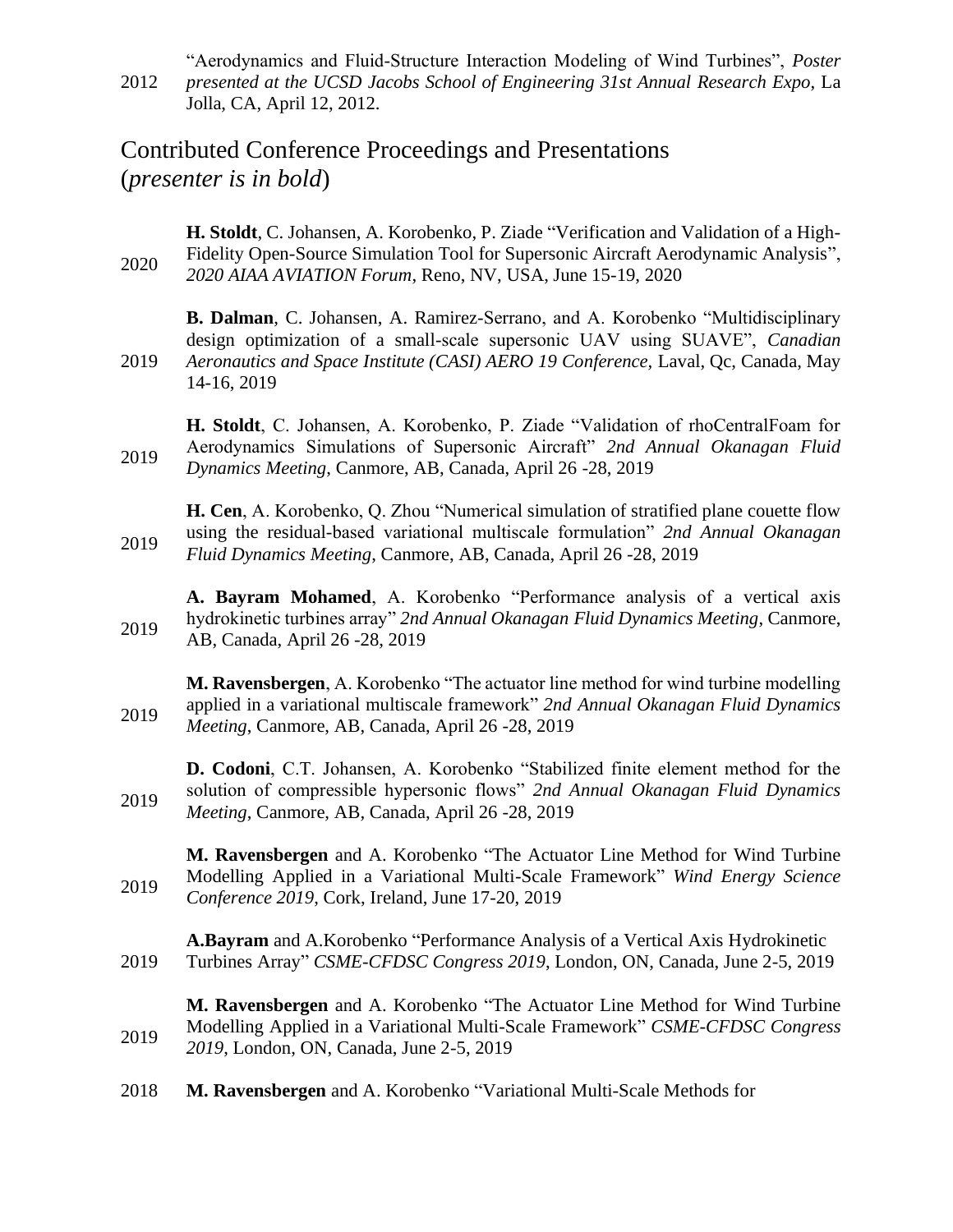2012 "Aerodynamics and Fluid-Structure Interaction Modeling of Wind Turbines", *Poster presented at the UCSD Jacobs School of Engineering 31st Annual Research Expo*, La Jolla, CA, April 12, 2012.

## Contributed Conference Proceedings and Presentations (*presenter is in bold*)

2020 **H. Stoldt**, C. Johansen, A. Korobenko, P. Ziade "Verification and Validation of a High-Fidelity Open-Source Simulation Tool for Supersonic Aircraft Aerodynamic Analysis", *2020 AIAA AVIATION Forum*, Reno, NV, USA, June 15-19, 2020

2019 **B. Dalman**, C. Johansen, A. Ramirez-Serrano, and A. Korobenko "Multidisciplinary design optimization of a small-scale supersonic UAV using SUAVE", *Canadian Aeronautics and Space Institute (CASI) AERO 19 Conference*, Laval, Qc, Canada, May 14-16, 2019

2019 **H. Stoldt**, C. Johansen, A. Korobenko, P. Ziade "Validation of rhoCentralFoam for Aerodynamics Simulations of Supersonic Aircraft" *2nd Annual Okanagan Fluid Dynamics Meeting*, Canmore, AB, Canada, April 26 -28, 2019

2019 **H. Cen**, A. Korobenko, Q. Zhou "Numerical simulation of stratified plane couette flow using the residual-based variational multiscale formulation" *2nd Annual Okanagan Fluid Dynamics Meeting*, Canmore, AB, Canada, April 26 -28, 2019

2019 **A. Bayram Mohamed**, A. Korobenko "Performance analysis of a vertical axis hydrokinetic turbines array" *2nd Annual Okanagan Fluid Dynamics Meeting*, Canmore, AB, Canada, April 26 -28, 2019

2019 **M. Ravensbergen**, A. Korobenko "The actuator line method for wind turbine modelling applied in a variational multiscale framework" *2nd Annual Okanagan Fluid Dynamics Meeting*, Canmore, AB, Canada, April 26 -28, 2019

2019 **D. Codoni**, C.T. Johansen, A. Korobenko "Stabilized finite element method for the solution of compressible hypersonic flows" *2nd Annual Okanagan Fluid Dynamics Meeting*, Canmore, AB, Canada, April 26 -28, 2019

2019 **M. Ravensbergen** and A. Korobenko "The Actuator Line Method for Wind Turbine Modelling Applied in a Variational Multi-Scale Framework" *Wind Energy Science Conference 2019*, Cork, Ireland, June 17-20, 2019

2019 **A.Bayram** and A.Korobenko "Performance Analysis of a Vertical Axis Hydrokinetic Turbines Array" *CSME-CFDSC Congress 2019*, London, ON, Canada, June 2-5, 2019

2019 **M. Ravensbergen** and A. Korobenko "The Actuator Line Method for Wind Turbine Modelling Applied in a Variational Multi-Scale Framework" *CSME-CFDSC Congress 2019*, London, ON, Canada, June 2-5, 2019

2018 **M. Ravensbergen** and A. Korobenko "Variational Multi-Scale Methods for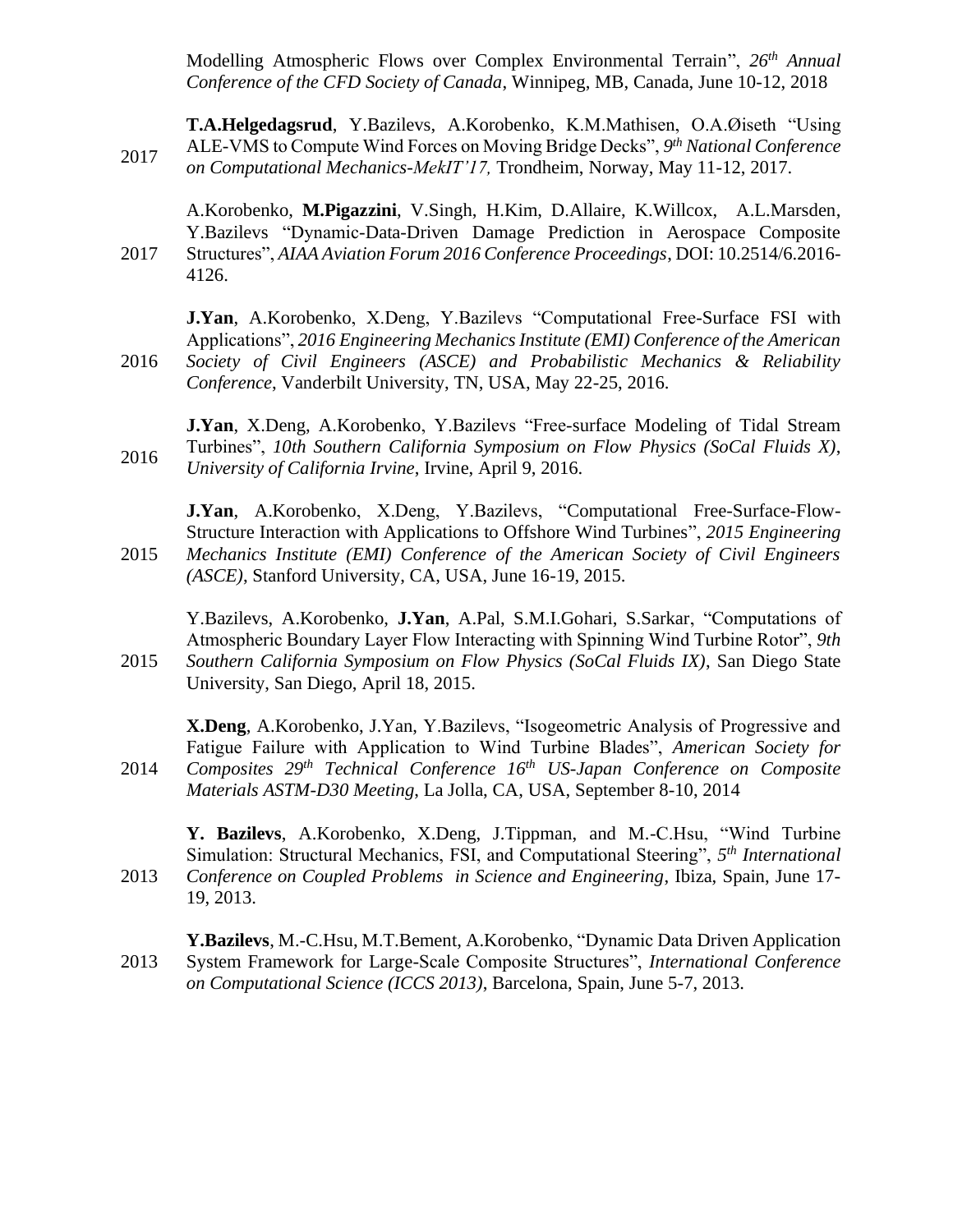Modelling Atmospheric Flows over Complex Environmental Terrain", *26th Annual Conference of the CFD Society of Canada*, Winnipeg, MB, Canada, June 10-12, 2018

2017 **T.A.Helgedagsrud**, Y.Bazilevs, A.Korobenko, K.M.Mathisen, O.A.Øiseth "Using ALE-VMS to Compute Wind Forces on Moving Bridge Decks", *9th National Conference on Computational Mechanics-MekIT'17,* Trondheim, Norway, May 11-12, 2017.

2017 A.Korobenko, **M.Pigazzini**, V.Singh, H.Kim, D.Allaire, K.Willcox, A.L.Marsden, Y.Bazilevs "Dynamic-Data-Driven Damage Prediction in Aerospace Composite Structures", *AIAA Aviation Forum 2016 Conference Proceedings*, DOI: 10.2514/6.2016-4126.

2016 **J.Yan**, A.Korobenko, X.Deng, Y.Bazilevs "Computational Free-Surface FSI with Applications", *2016 Engineering Mechanics Institute (EMI) Conference of the American Society of Civil Engineers (ASCE) and Probabilistic Mechanics & Reliability Conference*, Vanderbilt University, TN, USA, May 22-25, 2016.

2016 **J.Yan**, X.Deng, A.Korobenko, Y.Bazilevs "Free-surface Modeling of Tidal Stream Turbines", *10th Southern California Symposium on Flow Physics (SoCal Fluids X), University of California Irvine*, Irvine, April 9, 2016.

2015 **J.Yan**, A.Korobenko, X.Deng, Y.Bazilevs, "Computational Free-Surface-Flow-Structure Interaction with Applications to Offshore Wind Turbines", *2015 Engineering Mechanics Institute (EMI) Conference of the American Society of Civil Engineers (ASCE)*, Stanford University, CA, USA, June 16-19, 2015.

2015 Y.Bazilevs, A.Korobenko, **J.Yan**, A.Pal, S.M.I.Gohari, S.Sarkar, "Computations of Atmospheric Boundary Layer Flow Interacting with Spinning Wind Turbine Rotor", *9th Southern California Symposium on Flow Physics (SoCal Fluids IX)*, San Diego State University, San Diego, April 18, 2015.

2014 **X.Deng**, A.Korobenko, J.Yan, Y.Bazilevs, "Isogeometric Analysis of Progressive and Fatigue Failure with Application to Wind Turbine Blades", *American Society for Composites 29th Technical Conference 16th US-Japan Conference on Composite Materials ASTM-D30 Meeting*, La Jolla, CA, USA, September 8-10, 2014

2013 **Y. Bazilevs**, A.Korobenko, X.Deng, J.Tippman, and M.-C.Hsu, "Wind Turbine Simulation: Structural Mechanics, FSI, and Computational Steering", *5th International Conference on Coupled Problems in Science and Engineering*, Ibiza, Spain, June 17-19, 2013.

2013 **Y.Bazilevs**, M.-C.Hsu, M.T.Bement, A.Korobenko, "Dynamic Data Driven Application System Framework for Large-Scale Composite Structures", *International Conference on Computational Science (ICCS 2013)*, Barcelona, Spain, June 5-7, 2013.